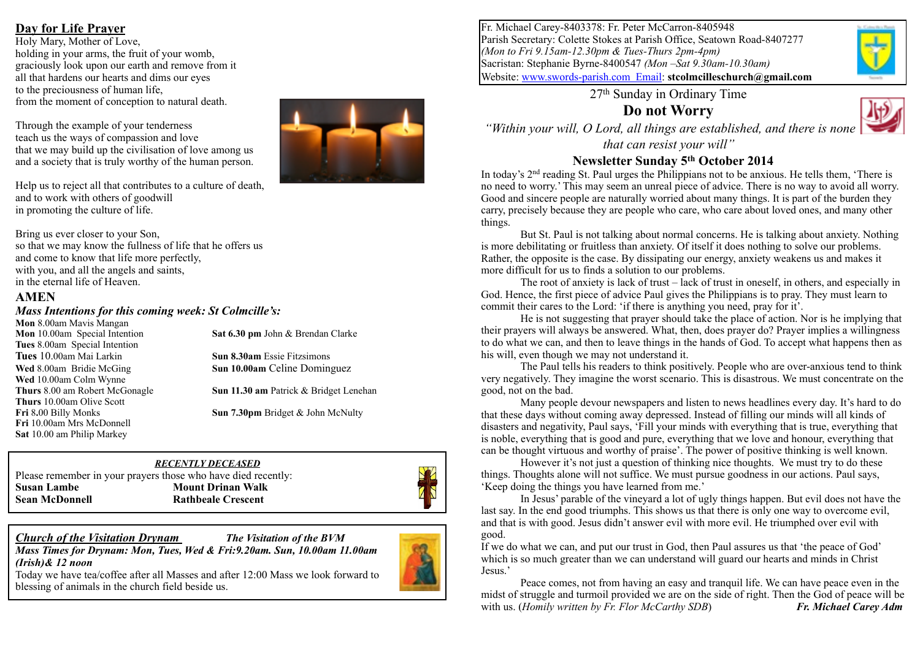## Day for Life Prayer

Holy Mary, Mother of Love,
holding in your arms, the fruit of your womb,
graciously look upon our earth and remove from it
all that hardens our hearts and dims our eyes
to the preciousness of human life,
from the moment of conception to natural death.

Through the example of your tenderness
teach us the ways of compassion and love
that we may build up the civilisation of love among us
and a society that is truly worthy of the human person.

Help us to reject all that contributes to a culture of death,
and to work with others of goodwill
in promoting the culture of life.

Bring us ever closer to your Son,
so that we may know the fullness of life that he offers us
and come to know that life more perfectly,
with you, and all the angels and saints,
in the eternal life of Heaven.

**AMEN**

### *Mass Intentions for this coming week: St Colmcille's:*

**Mon** 8.00am Mavis Mangan
**Mon** 10.00am Special Intention
**Tues** 8.00am Special Intention
**Tues** 10.00am Mai Larkin
**Wed** 8.00am Bridie McGing
**Wed** 10.00am Colm Wynne
**Thurs** 8.00 am Robert McGonagle
**Thurs** 10.00am Olive Scott
**Fri** 8.00 Billy Monks
**Fri** 10.00am Mrs McDonnell
**Sat** 10.00 am Philip Markey

**Sat 6.30 pm** John & Brendan Clarke
**Sun 8.30am** Essie Fitzsimons
**Sun 10.00am** Celine Dominguez
**Sun 11.30 am** Patrick & Bridget Lenehan
**Sun 7.30pm** Bridget & John McNulty

***RECENTLY DECEASED***

Please remember in your prayers those who have died recently:

| | |
|---|---|
| **Susan Lambe** | **Mount Drinan Walk** |
| **Sean McDonnell** | **Rathbeale Crescent** |

***Church of the Visitation Drynam*** ***The Visitation of the BVM***

***Mass Times for Drynam: Mon, Tues, Wed & Fri:9.20am. Sun, 10.00am 11.00am (Irish)& 12 noon***

Today we have tea/coffee after all Masses and after 12:00 Mass we look forward to blessing of animals in the church field beside us.

---

Fr. Michael Carey-8403378: Fr. Peter McCarron-8405948
Parish Secretary: Colette Stokes at Parish Office, Seatown Road-8407277
*(Mon to Fri 9.15am-12.30pm & Tues-Thurs 2pm-4pm)*
Sacristan: Stephanie Byrne-8400547 *(Mon –Sat 9.30am-10.30am)*
Website: www.swords-parish.com Email: **stcolmcilleschurch@gmail.com**

27th Sunday in Ordinary Time

# Do not Worry

*"Within your will, O Lord, all things are established, and there is none that can resist your will"*

## Newsletter Sunday 5th October 2014

In today's 2nd reading St. Paul urges the Philippians not to be anxious. He tells them, 'There is no need to worry.' This may seem an unreal piece of advice. There is no way to avoid all worry. Good and sincere people are naturally worried about many things. It is part of the burden they carry, precisely because they are people who care, who care about loved ones, and many other things.

But St. Paul is not talking about normal concerns. He is talking about anxiety. Nothing is more debilitating or fruitless than anxiety. Of itself it does nothing to solve our problems. Rather, the opposite is the case. By dissipating our energy, anxiety weakens us and makes it more difficult for us to finds a solution to our problems.

The root of anxiety is lack of trust – lack of trust in oneself, in others, and especially in God. Hence, the first piece of advice Paul gives the Philippians is to pray. They must learn to commit their cares to the Lord: 'if there is anything you need, pray for it'.

He is not suggesting that prayer should take the place of action. Nor is he implying that their prayers will always be answered. What, then, does prayer do? Prayer implies a willingness to do what we can, and then to leave things in the hands of God. To accept what happens then as his will, even though we may not understand it.

The Paul tells his readers to think positively. People who are over-anxious tend to think very negatively. They imagine the worst scenario. This is disastrous. We must concentrate on the good, not on the bad.

Many people devour newspapers and listen to news headlines every day. It's hard to do that these days without coming away depressed. Instead of filling our minds will all kinds of disasters and negativity, Paul says, 'Fill your minds with everything that is true, everything that is noble, everything that is good and pure, everything that we love and honour, everything that can be thought virtuous and worthy of praise'. The power of positive thinking is well known.

However it's not just a question of thinking nice thoughts. We must try to do these things. Thoughts alone will not suffice. We must pursue goodness in our actions. Paul says, 'Keep doing the things you have learned from me.'

In Jesus' parable of the vineyard a lot of ugly things happen. But evil does not have the last say. In the end good triumphs. This shows us that there is only one way to overcome evil, and that is with good. Jesus didn't answer evil with more evil. He triumphed over evil with good.

If we do what we can, and put our trust in God, then Paul assures us that 'the peace of God' which is so much greater than we can understand will guard our hearts and minds in Christ Jesus.'

Peace comes, not from having an easy and tranquil life. We can have peace even in the midst of struggle and turmoil provided we are on the side of right. Then the God of peace will be with us. (*Homily written by Fr. Flor McCarthy SDB*) ***Fr. Michael Carey Adm***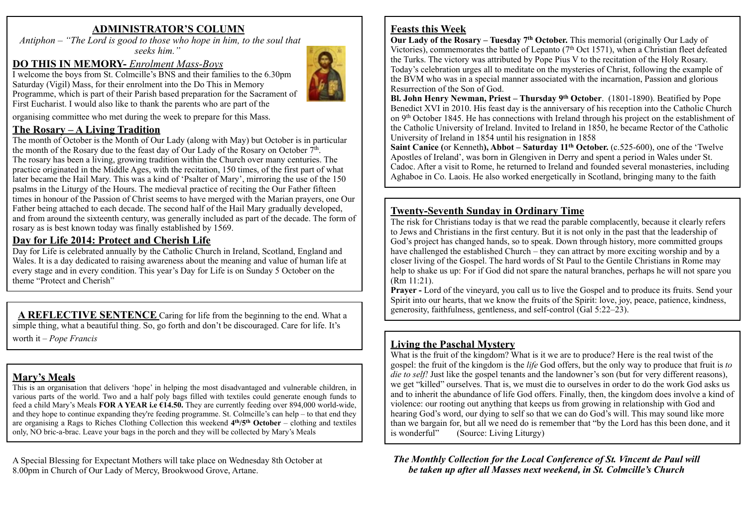## ADMINISTRATOR'S COLUMN

*Antiphon – "The Lord is good to those who hope in him, to the soul that seeks him."*

### DO THIS IN MEMORY- *Enrolment Mass-Boys*

I welcome the boys from St. Colmcille's BNS and their families to the 6.30pm Saturday (Vigil) Mass, for their enrolment into the Do This in Memory Programme, which is part of their Parish based preparation for the Sacrament of First Eucharist. I would also like to thank the parents who are part of the organising committee who met during the week to prepare for this Mass.

### The Rosary – A Living Tradition

The month of October is the Month of Our Lady (along with May) but October is in particular the month of the Rosary due to the feast day of Our Lady of the Rosary on October 7th. The rosary has been a living, growing tradition within the Church over many centuries. The practice originated in the Middle Ages, with the recitation, 150 times, of the first part of what later became the Hail Mary. This was a kind of 'Psalter of Mary', mirroring the use of the 150 psalms in the Liturgy of the Hours. The medieval practice of reciting the Our Father fifteen times in honour of the Passion of Christ seems to have merged with the Marian prayers, one Our Father being attached to each decade. The second half of the Hail Mary gradually developed, and from around the sixteenth century, was generally included as part of the decade. The form of rosary as is best known today was finally established by 1569.

### Day for Life 2014: Protect and Cherish Life

Day for Life is celebrated annually by the Catholic Church in Ireland, Scotland, England and Wales. It is a day dedicated to raising awareness about the meaning and value of human life at every stage and in every condition. This year's Day for Life is on Sunday 5 October on the theme "Protect and Cherish"

**A REFLECTIVE SENTENCE** Caring for life from the beginning to the end. What a simple thing, what a beautiful thing. So, go forth and don't be discouraged. Care for life. It's worth it – *Pope Francis*

### Mary's Meals

This is an organisation that delivers 'hope' in helping the most disadvantaged and vulnerable children, in various parts of the world. Two and a half poly bags filled with textiles could generate enough funds to feed a child Mary's Meals **FOR A YEAR i.e €14.50.** They are currently feeding over 894,000 world-wide, and they hope to continue expanding they're feeding programme. St. Colmcille's can help – to that end they are organising a Rags to Riches Clothing Collection this weekend **4th/5th October** – clothing and textiles only, NO bric-a-brac. Leave your bags in the porch and they will be collected by Mary's Meals

A Special Blessing for Expectant Mothers will take place on Wednesday 8th October at 8.00pm in Church of Our Lady of Mercy, Brookwood Grove, Artane.

### Feasts this Week

**Our Lady of the Rosary – Tuesday 7th October.** This memorial (originally Our Lady of Victories), commemorates the battle of Lepanto (7th Oct 1571), when a Christian fleet defeated the Turks. The victory was attributed by Pope Pius V to the recitation of the Holy Rosary. Today's celebration urges all to meditate on the mysteries of Christ, following the example of the BVM who was in a special manner associated with the incarnation, Passion and glorious Resurrection of the Son of God.

**Bl. John Henry Newman, Priest – Thursday 9th October**. (1801-1890). Beatified by Pope Benedict XVI in 2010. His feast day is the anniversary of his reception into the Catholic Church on 9th October 1845. He has connections with Ireland through his project on the establishment of the Catholic University of Ireland. Invited to Ireland in 1850, he became Rector of the Catholic University of Ireland in 1854 until his resignation in 1858

**Saint Canice (**or Kenneth**), Abbot – Saturday 11th October.** (c.525-600), one of the 'Twelve Apostles of Ireland', was born in Glengiven in Derry and spent a period in Wales under St. Cadoc. After a visit to Rome, he returned to Ireland and founded several monasteries, including Aghaboe in Co. Laois. He also worked energetically in Scotland, bringing many to the faith

### Twenty-Seventh Sunday in Ordinary Time

The risk for Christians today is that we read the parable complacently, because it clearly refers to Jews and Christians in the first century. But it is not only in the past that the leadership of God's project has changed hands, so to speak. Down through history, more committed groups have challenged the established Church – they can attract by more exciting worship and by a closer living of the Gospel. The hard words of St Paul to the Gentile Christians in Rome may help to shake us up: For if God did not spare the natural branches, perhaps he will not spare you (Rm 11:21).

**Prayer -** Lord of the vineyard, you call us to live the Gospel and to produce its fruits. Send your Spirit into our hearts, that we know the fruits of the Spirit: love, joy, peace, patience, kindness, generosity, faithfulness, gentleness, and self-control (Gal 5:22–23).

### Living the Paschal Mystery

What is the fruit of the kingdom? What is it we are to produce? Here is the real twist of the gospel: the fruit of the kingdom is the *life* God offers, but the only way to produce that fruit is *to die to self!* Just like the gospel tenants and the landowner's son (but for very different reasons), we get "killed" ourselves. That is, we must die to ourselves in order to do the work God asks us and to inherit the abundance of life God offers. Finally, then, the kingdom does involve a kind of violence: our rooting out anything that keeps us from growing in relationship with God and hearing God's word, our dying to self so that we can do God's will. This may sound like more than we bargain for, but all we need do is remember that "by the Lord has this been done, and it is wonderful" (Source: Living Liturgy)

***The Monthly Collection for the Local Conference of St. Vincent de Paul will be taken up after all Masses next weekend, in St. Colmcille's Church***